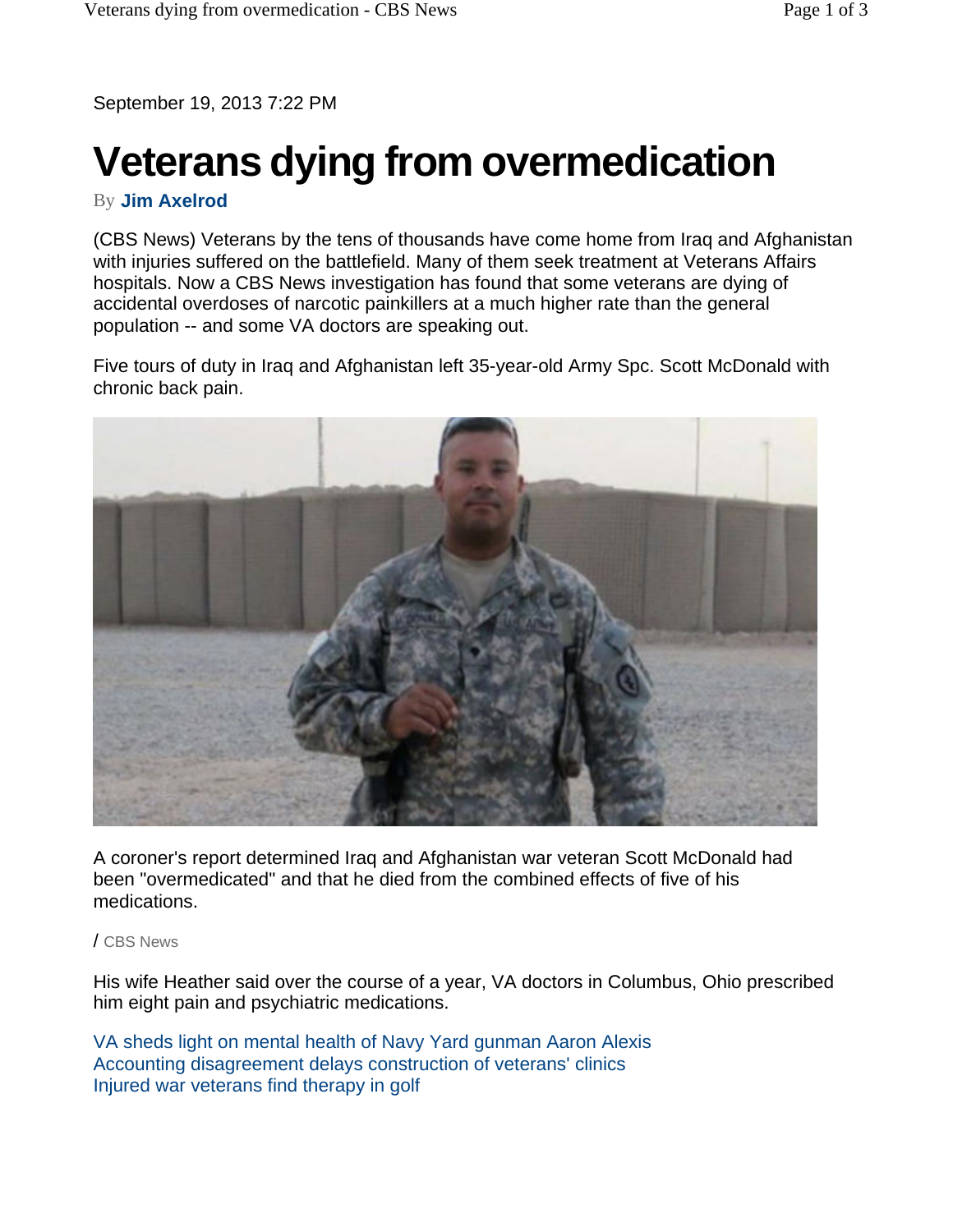September 19, 2013 7:22 PM

# Veterans dying from overmedication

By **Jim Axelrod**

(CBS News) Veterans by the tens of thousands have come home from Iraq and Afghanistan with injuries suffered on the battlefield. Many of them seek treatment at Veterans Affairs hospitals. Now a CBS News investigation has found that some veterans are dying of accidental overdoses of narcotic painkillers at a much higher rate than the general population -- and some VA doctors are speaking out.

Five tours of duty in Iraq and Afghanistan left 35-year-old Army Spc. Scott McDonald with chronic back pain.

A coroner's report determined Iraq and Afghanistan war veteran Scott McDonald had been "overmedicated" and that he died from the combined effects of five of his medications.

/ CBS News

His wife Heather said over the course of a year, VA doctors in Columbus, Ohio prescribed him eight pain and psychiatric medications.

VA sheds light on mental health of Navy Yard gunman Aaron Alexis
Accounting disagreement delays construction of veterans' clinics
Injured war veterans find therapy in golf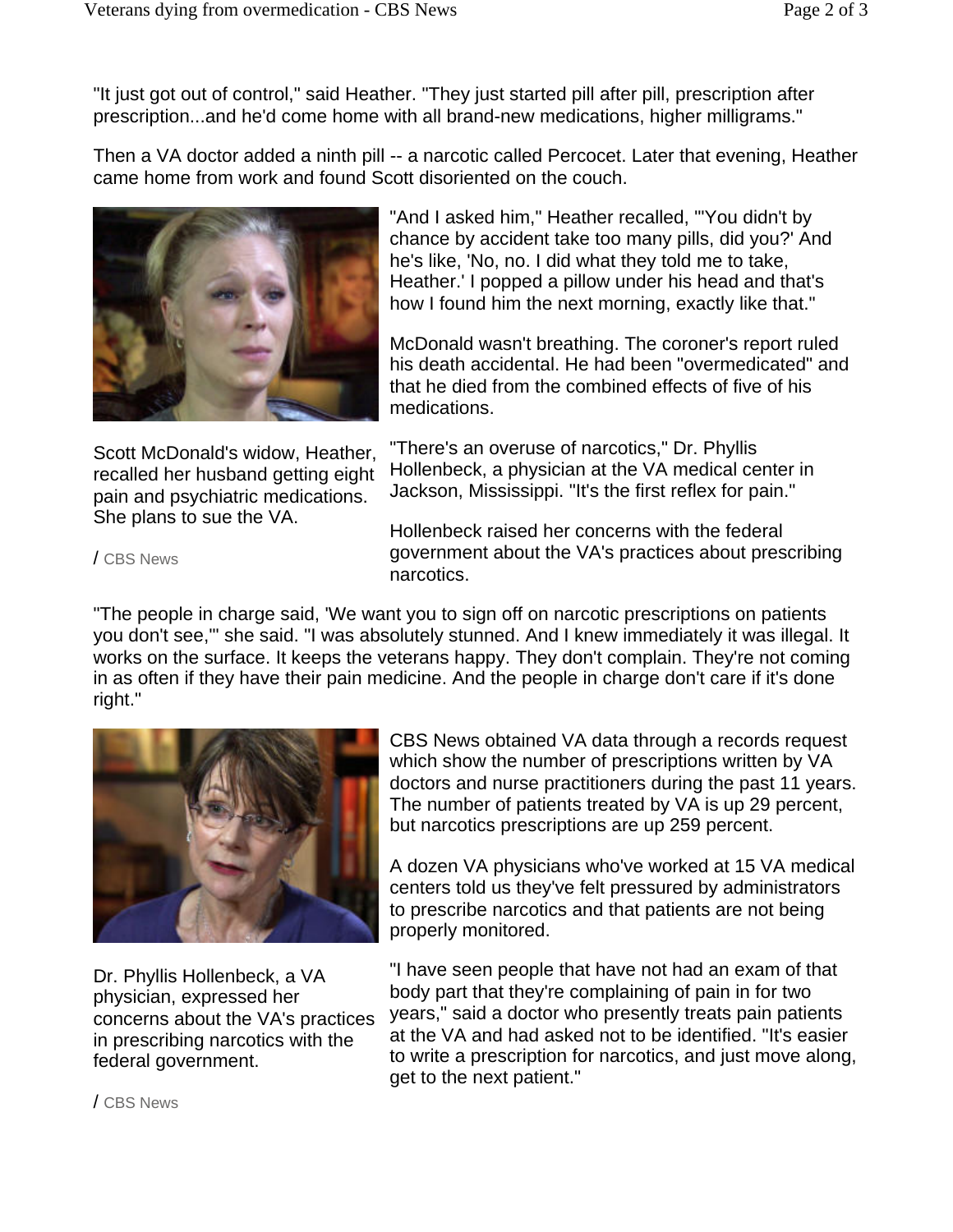"It just got out of control," said Heather. "They just started pill after pill, prescription after prescription...and he'd come home with all brand-new medications, higher milligrams."

Then a VA doctor added a ninth pill -- a narcotic called Percocet. Later that evening, Heather came home from work and found Scott disoriented on the couch.

"And I asked him," Heather recalled, "'You didn't by chance by accident take too many pills, did you?' And he's like, 'No, no. I did what they told me to take, Heather.' I popped a pillow under his head and that's how I found him the next morning, exactly like that."

Scott McDonald's widow, Heather, recalled her husband getting eight pain and psychiatric medications. She plans to sue the VA.

/ CBS News

McDonald wasn't breathing. The coroner's report ruled his death accidental. He had been "overmedicated" and that he died from the combined effects of five of his medications.

"There's an overuse of narcotics," Dr. Phyllis Hollenbeck, a physician at the VA medical center in Jackson, Mississippi. "It's the first reflex for pain."

Hollenbeck raised her concerns with the federal government about the VA's practices about prescribing narcotics.

"The people in charge said, 'We want you to sign off on narcotic prescriptions on patients you don't see,'" she said. "I was absolutely stunned. And I knew immediately it was illegal. It works on the surface. It keeps the veterans happy. They don't complain. They're not coming in as often if they have their pain medicine. And the people in charge don't care if it's done right."

Dr. Phyllis Hollenbeck, a VA physician, expressed her concerns about the VA's practices in prescribing narcotics with the federal government.

/ CBS News

CBS News obtained VA data through a records request which show the number of prescriptions written by VA doctors and nurse practitioners during the past 11 years. The number of patients treated by VA is up 29 percent, but narcotics prescriptions are up 259 percent.

A dozen VA physicians who've worked at 15 VA medical centers told us they've felt pressured by administrators to prescribe narcotics and that patients are not being properly monitored.

"I have seen people that have not had an exam of that body part that they're complaining of pain in for two years," said a doctor who presently treats pain patients at the VA and had asked not to be identified. "It's easier to write a prescription for narcotics, and just move along, get to the next patient."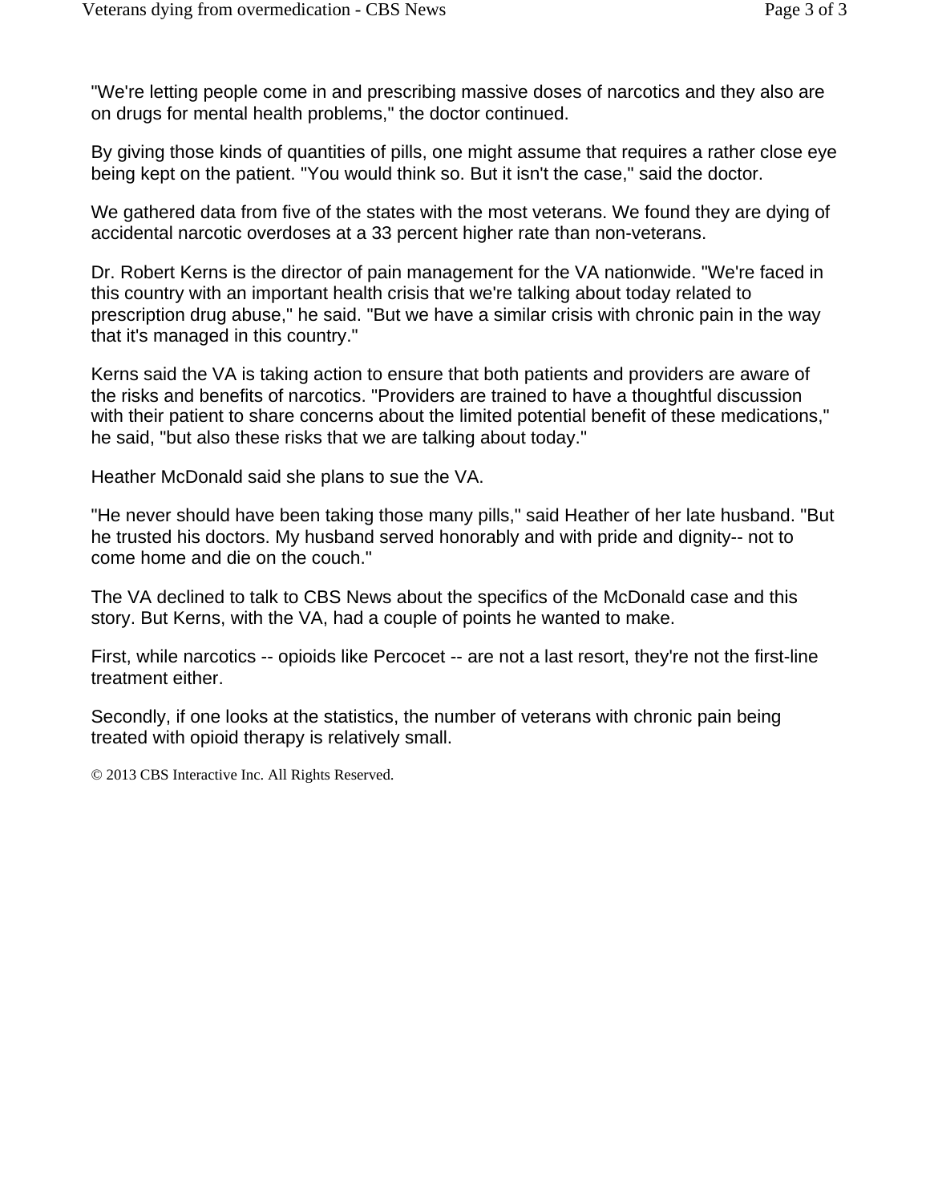"We're letting people come in and prescribing massive doses of narcotics and they also are on drugs for mental health problems," the doctor continued.

By giving those kinds of quantities of pills, one might assume that requires a rather close eye being kept on the patient. "You would think so. But it isn't the case," said the doctor.

We gathered data from five of the states with the most veterans. We found they are dying of accidental narcotic overdoses at a 33 percent higher rate than non-veterans.

Dr. Robert Kerns is the director of pain management for the VA nationwide. "We're faced in this country with an important health crisis that we're talking about today related to prescription drug abuse," he said. "But we have a similar crisis with chronic pain in the way that it's managed in this country."

Kerns said the VA is taking action to ensure that both patients and providers are aware of the risks and benefits of narcotics. "Providers are trained to have a thoughtful discussion with their patient to share concerns about the limited potential benefit of these medications," he said, "but also these risks that we are talking about today."

Heather McDonald said she plans to sue the VA.

"He never should have been taking those many pills," said Heather of her late husband. "But he trusted his doctors. My husband served honorably and with pride and dignity-- not to come home and die on the couch."

The VA declined to talk to CBS News about the specifics of the McDonald case and this story. But Kerns, with the VA, had a couple of points he wanted to make.

First, while narcotics -- opioids like Percocet -- are not a last resort, they're not the first-line treatment either.

Secondly, if one looks at the statistics, the number of veterans with chronic pain being treated with opioid therapy is relatively small.

© 2013 CBS Interactive Inc. All Rights Reserved.